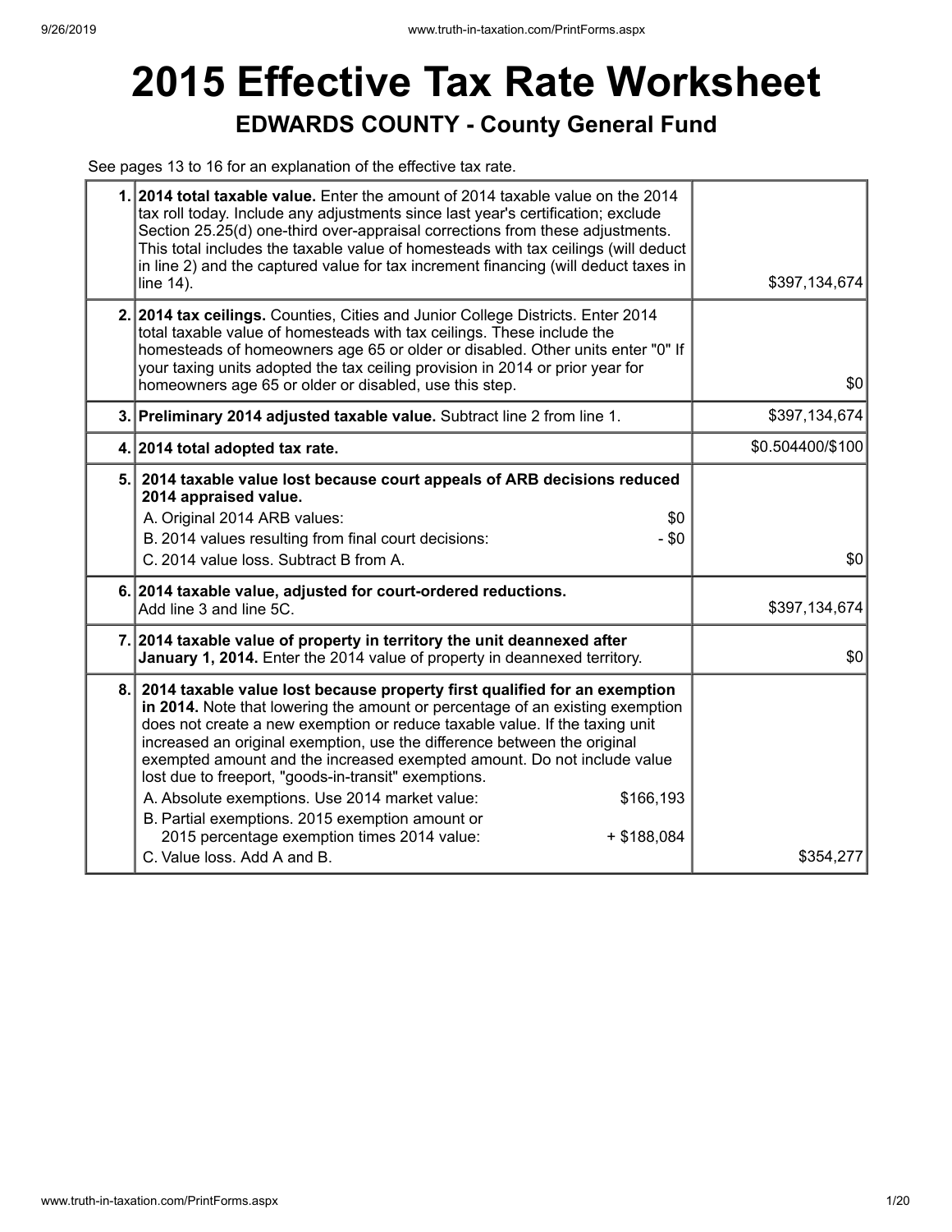# 2015 Effective Tax Rate Worksheet

## EDWARDS COUNTY - County General Fund

See pages 13 to 16 for an explanation of the effective tax rate.

| | | |
|---|---|---|
| 1. | **2014 total taxable value.** Enter the amount of 2014 taxable value on the 2014 tax roll today. Include any adjustments since last year's certification; exclude Section 25.25(d) one-third over-appraisal corrections from these adjustments. This total includes the taxable value of homesteads with tax ceilings (will deduct in line 2) and the captured value for tax increment financing (will deduct taxes in line 14). | $397,134,674 |
| 2. | **2014 tax ceilings.** Counties, Cities and Junior College Districts. Enter 2014 total taxable value of homesteads with tax ceilings. These include the homesteads of homeowners age 65 or older or disabled. Other units enter "0" If your taxing units adopted the tax ceiling provision in 2014 or prior year for homeowners age 65 or older or disabled, use this step. | $0 |
| 3. | **Preliminary 2014 adjusted taxable value.** Subtract line 2 from line 1. | $397,134,674 |
| 4. | **2014 total adopted tax rate.** | $0.504400/$100 |
| 5. | **2014 taxable value lost because court appeals of ARB decisions reduced 2014 appraised value.**<br>A. Original 2014 ARB values: $0<br>B. 2014 values resulting from final court decisions: - $0<br>C. 2014 value loss. Subtract B from A. | $0 |
| 6. | **2014 taxable value, adjusted for court-ordered reductions.** Add line 3 and line 5C. | $397,134,674 |
| 7. | **2014 taxable value of property in territory the unit deannexed after January 1, 2014.** Enter the 2014 value of property in deannexed territory. | $0 |
| 8. | **2014 taxable value lost because property first qualified for an exemption in 2014.** Note that lowering the amount or percentage of an existing exemption does not create a new exemption or reduce taxable value. If the taxing unit increased an original exemption, use the difference between the original exempted amount and the increased exempted amount. Do not include value lost due to freeport, "goods-in-transit" exemptions.<br>A. Absolute exemptions. Use 2014 market value: $166,193<br>B. Partial exemptions. 2015 exemption amount or 2015 percentage exemption times 2014 value: + $188,084<br>C. Value loss. Add A and B. | $354,277 |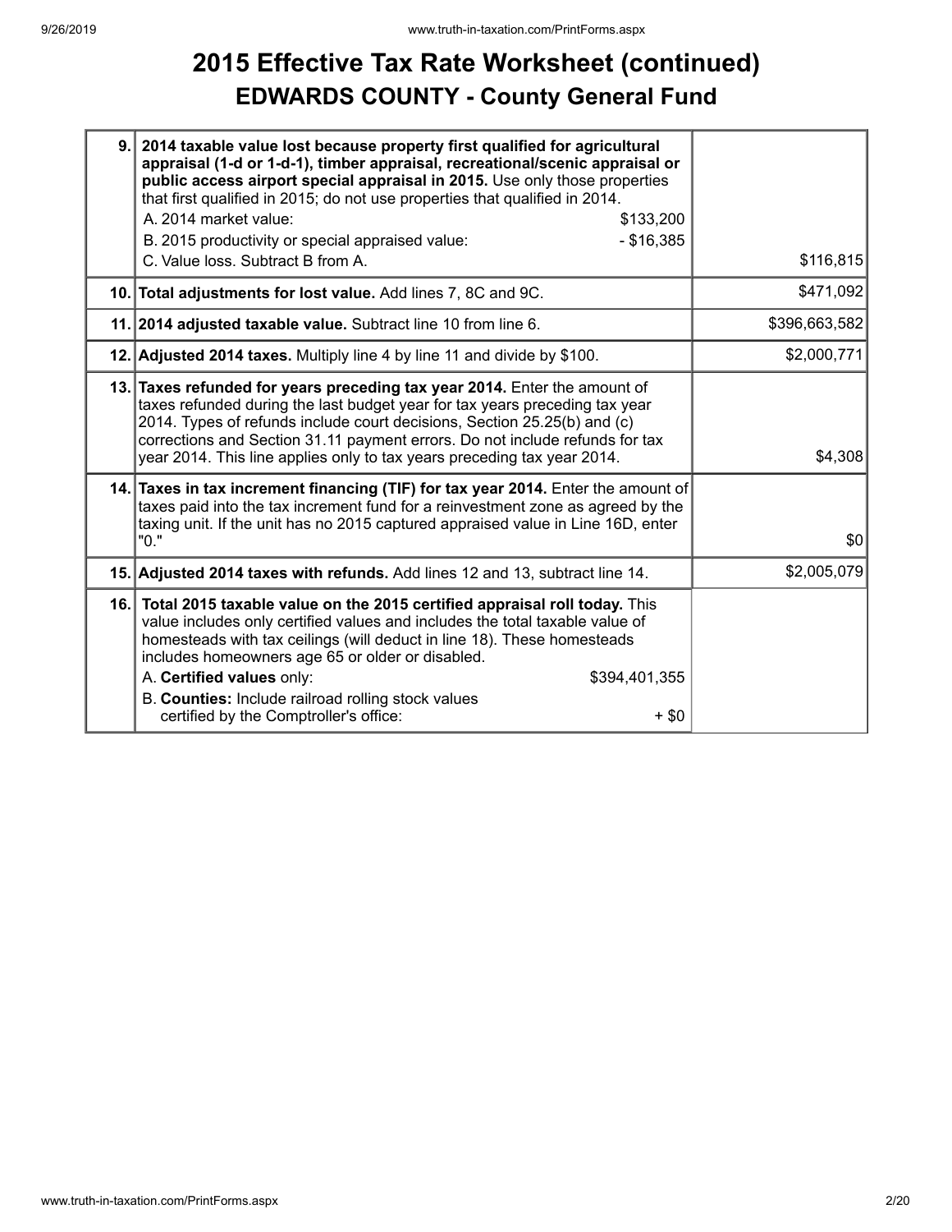# 2015 Effective Tax Rate Worksheet (continued)

## EDWARDS COUNTY - County General Fund

| | | |
|---|---|---|
| 9. | **2014 taxable value lost because property first qualified for agricultural appraisal (1-d or 1-d-1), timber appraisal, recreational/scenic appraisal or public access airport special appraisal in 2015.** Use only those properties that first qualified in 2015; do not use properties that qualified in 2014.<br>A. 2014 market value: $133,200<br>B. 2015 productivity or special appraised value: - $16,385<br>C. Value loss. Subtract B from A. | $116,815 |
| 10. | **Total adjustments for lost value.** Add lines 7, 8C and 9C. | $471,092 |
| 11. | **2014 adjusted taxable value.** Subtract line 10 from line 6. | $396,663,582 |
| 12. | **Adjusted 2014 taxes.** Multiply line 4 by line 11 and divide by $100. | $2,000,771 |
| 13. | **Taxes refunded for years preceding tax year 2014.** Enter the amount of taxes refunded during the last budget year for tax years preceding tax year 2014. Types of refunds include court decisions, Section 25.25(b) and (c) corrections and Section 31.11 payment errors. Do not include refunds for tax year 2014. This line applies only to tax years preceding tax year 2014. | $4,308 |
| 14. | **Taxes in tax increment financing (TIF) for tax year 2014.** Enter the amount of taxes paid into the tax increment fund for a reinvestment zone as agreed by the taxing unit. If the unit has no 2015 captured appraised value in Line 16D, enter "0." | $0 |
| 15. | **Adjusted 2014 taxes with refunds.** Add lines 12 and 13, subtract line 14. | $2,005,079 |
| 16. | **Total 2015 taxable value on the 2015 certified appraisal roll today.** This value includes only certified values and includes the total taxable value of homesteads with tax ceilings (will deduct in line 18). These homesteads includes homeowners age 65 or older or disabled.<br>A. **Certified values** only: $394,401,355<br>B. **Counties:** Include railroad rolling stock values certified by the Comptroller's office: + $0 | |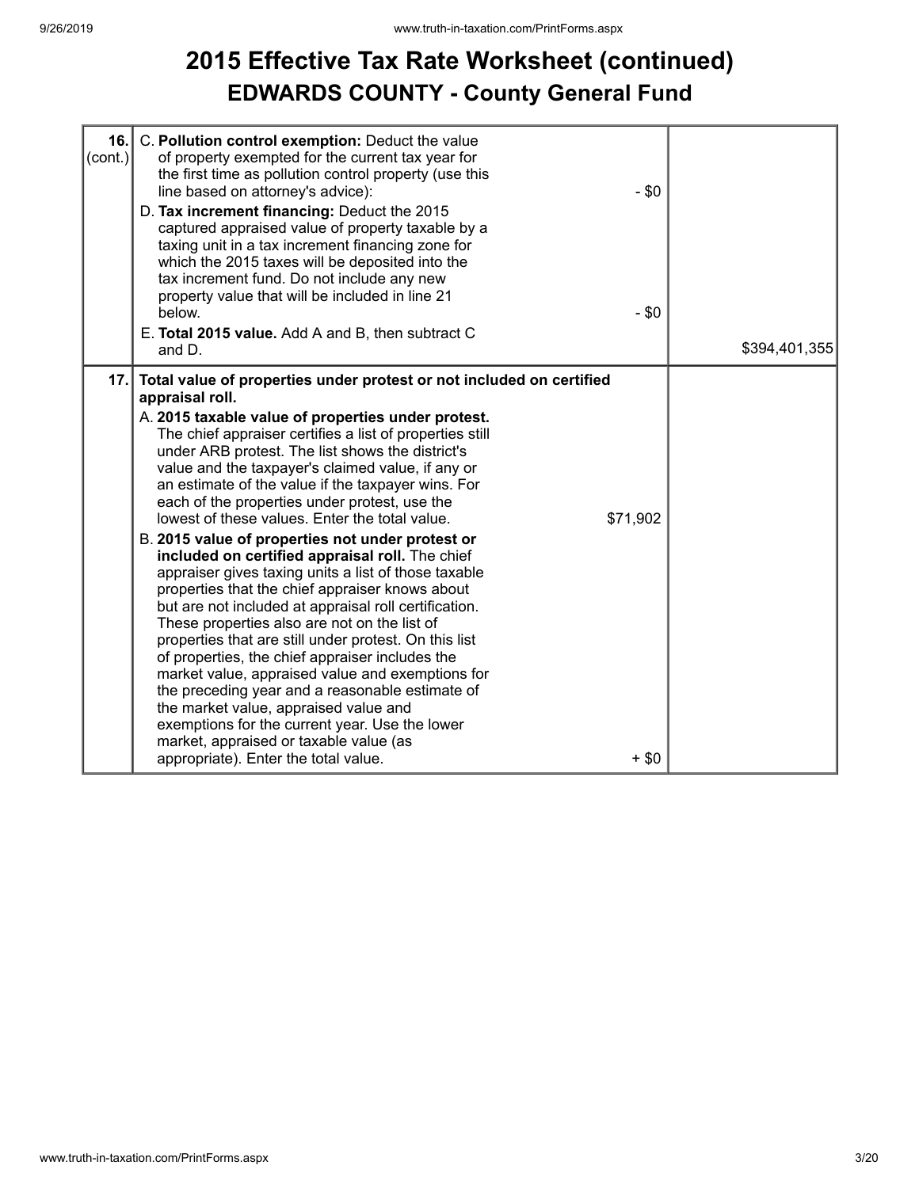# 2015 Effective Tax Rate Worksheet (continued)

## EDWARDS COUNTY - County General Fund

| Line | Description | | Amount |
|---|---|---|---|
| 16. (cont.) | C. **Pollution control exemption:** Deduct the value of property exempted for the current tax year for the first time as pollution control property (use this line based on attorney's advice): | - $0 | |
| | D. **Tax increment financing:** Deduct the 2015 captured appraised value of property taxable by a taxing unit in a tax increment financing zone for which the 2015 taxes will be deposited into the tax increment fund. Do not include any new property value that will be included in line 21 below. | - $0 | |
| | E. **Total 2015 value.** Add A and B, then subtract C and D. | | $394,401,355 |
| 17. | **Total value of properties under protest or not included on certified appraisal roll.** | | |
| | A. **2015 taxable value of properties under protest.** The chief appraiser certifies a list of properties still under ARB protest. The list shows the district's value and the taxpayer's claimed value, if any or an estimate of the value if the taxpayer wins. For each of the properties under protest, use the lowest of these values. Enter the total value. | $71,902 | |
| | B. **2015 value of properties not under protest or included on certified appraisal roll.** The chief appraiser gives taxing units a list of those taxable properties that the chief appraiser knows about but are not included at appraisal roll certification. These properties also are not on the list of properties that are still under protest. On this list of properties, the chief appraiser includes the market value, appraised value and exemptions for the preceding year and a reasonable estimate of the market value, appraised value and exemptions for the current year. Use the lower market, appraised or taxable value (as appropriate). Enter the total value. | + $0 | |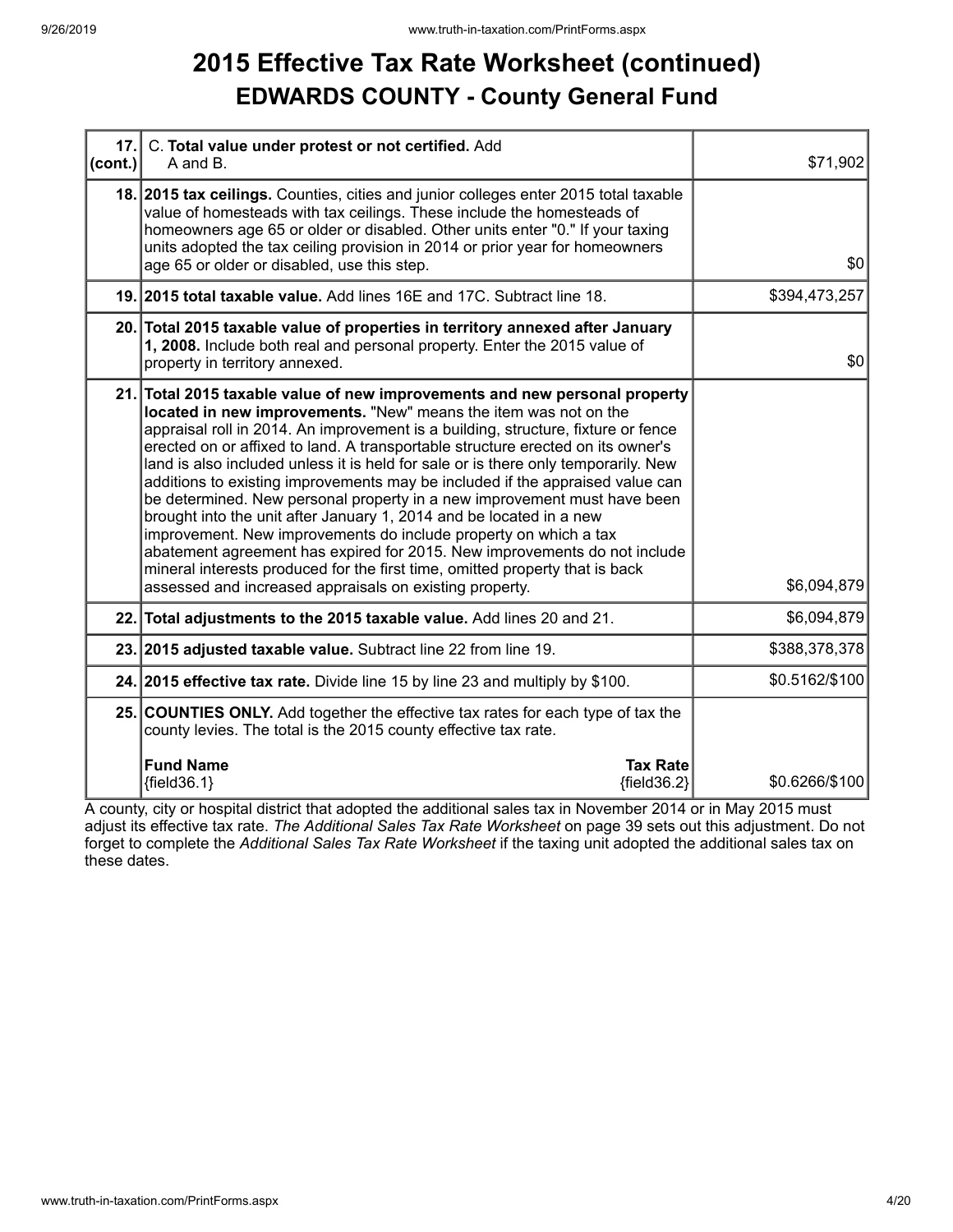# 2015 Effective Tax Rate Worksheet (continued)

## EDWARDS COUNTY - County General Fund

| Line | Description | Amount |
|---|---|---|
| 17. (cont.) | C. **Total value under protest or not certified.** Add A and B. | $71,902 |
| 18. | **2015 tax ceilings.** Counties, cities and junior colleges enter 2015 total taxable value of homesteads with tax ceilings. These include the homesteads of homeowners age 65 or older or disabled. Other units enter "0." If your taxing units adopted the tax ceiling provision in 2014 or prior year for homeowners age 65 or older or disabled, use this step. | $0 |
| 19. | **2015 total taxable value.** Add lines 16E and 17C. Subtract line 18. | $394,473,257 |
| 20. | **Total 2015 taxable value of properties in territory annexed after January 1, 2008.** Include both real and personal property. Enter the 2015 value of property in territory annexed. | $0 |
| 21. | **Total 2015 taxable value of new improvements and new personal property located in new improvements.** "New" means the item was not on the appraisal roll in 2014. An improvement is a building, structure, fixture or fence erected on or affixed to land. A transportable structure erected on its owner's land is also included unless it is held for sale or is there only temporarily. New additions to existing improvements may be included if the appraised value can be determined. New personal property in a new improvement must have been brought into the unit after January 1, 2014 and be located in a new improvement. New improvements do include property on which a tax abatement agreement has expired for 2015. New improvements do not include mineral interests produced for the first time, omitted property that is back assessed and increased appraisals on existing property. | $6,094,879 |
| 22. | **Total adjustments to the 2015 taxable value.** Add lines 20 and 21. | $6,094,879 |
| 23. | **2015 adjusted taxable value.** Subtract line 22 from line 19. | $388,378,378 |
| 24. | **2015 effective tax rate.** Divide line 15 by line 23 and multiply by $100. | $0.5162/$100 |
| 25. | **COUNTIES ONLY.** Add together the effective tax rates for each type of tax the county levies. The total is the 2015 county effective tax rate.<br><br>**Fund Name** {field36.1} — **Tax Rate** {field36.2} | $0.6266/$100 |

A county, city or hospital district that adopted the additional sales tax in November 2014 or in May 2015 must adjust its effective tax rate. *The Additional Sales Tax Rate Worksheet* on page 39 sets out this adjustment. Do not forget to complete the *Additional Sales Tax Rate Worksheet* if the taxing unit adopted the additional sales tax on these dates.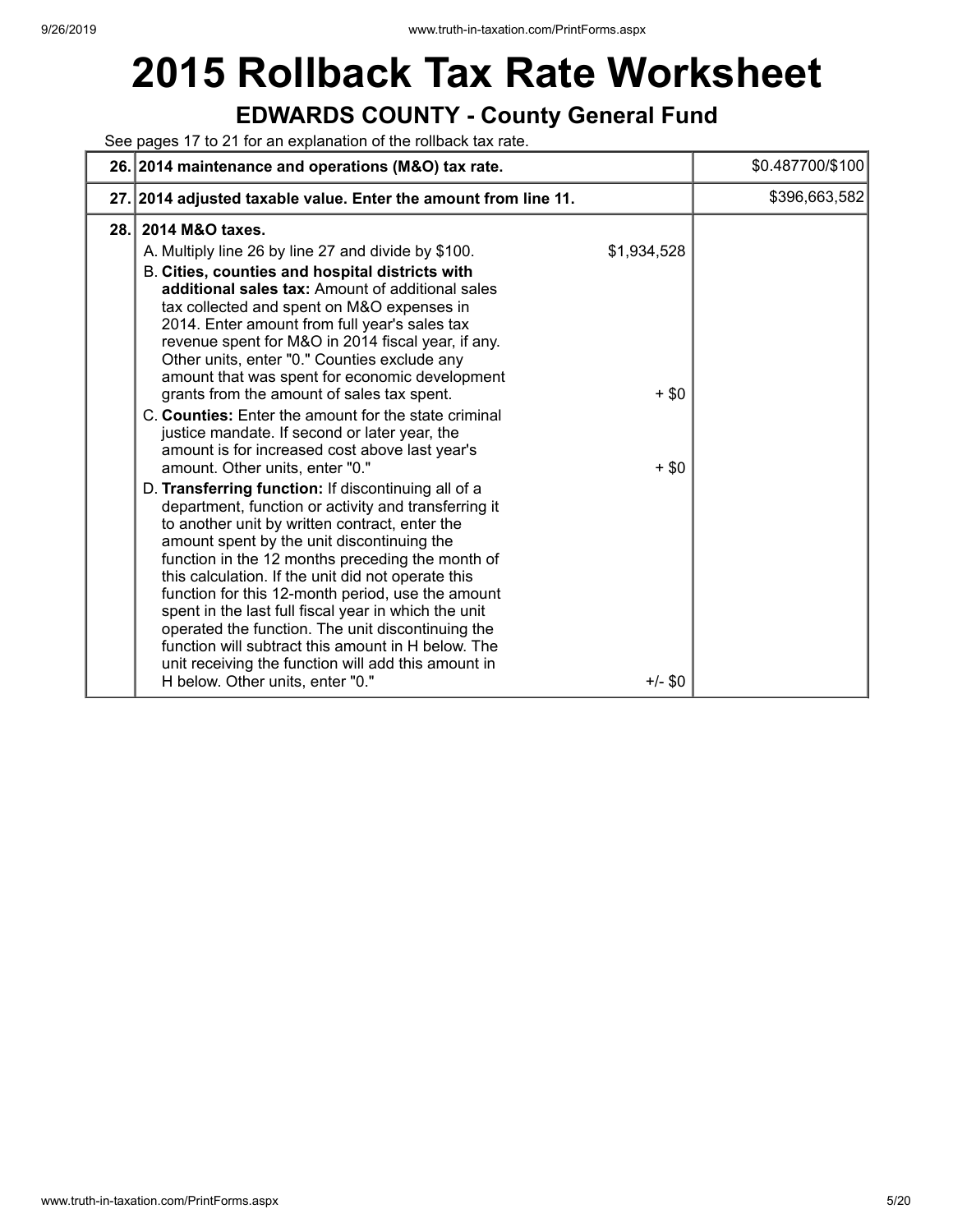# 2015 Rollback Tax Rate Worksheet

## EDWARDS COUNTY - County General Fund

See pages 17 to 21 for an explanation of the rollback tax rate.

| | | | |
|---|---|---|---|
| 26. | **2014 maintenance and operations (M&O) tax rate.** | | $0.487700/$100 |
| 27. | **2014 adjusted taxable value. Enter the amount from line 11.** | | $396,663,582 |
| 28. | **2014 M&O taxes.** | | |
| | A. Multiply line 26 by line 27 and divide by $100. | $1,934,528 | |
| | B. **Cities, counties and hospital districts with additional sales tax:** Amount of additional sales tax collected and spent on M&O expenses in 2014. Enter amount from full year's sales tax revenue spent for M&O in 2014 fiscal year, if any. Other units, enter "0." Counties exclude any amount that was spent for economic development grants from the amount of sales tax spent. | + $0 | |
| | C. **Counties:** Enter the amount for the state criminal justice mandate. If second or later year, the amount is for increased cost above last year's amount. Other units, enter "0." | + $0 | |
| | D. **Transferring function:** If discontinuing all of a department, function or activity and transferring it to another unit by written contract, enter the amount spent by the unit discontinuing the function in the 12 months preceding the month of this calculation. If the unit did not operate this function for this 12-month period, use the amount spent in the last full fiscal year in which the unit operated the function. The unit discontinuing the function will subtract this amount in H below. The unit receiving the function will add this amount in H below. Other units, enter "0." | +/- $0 | |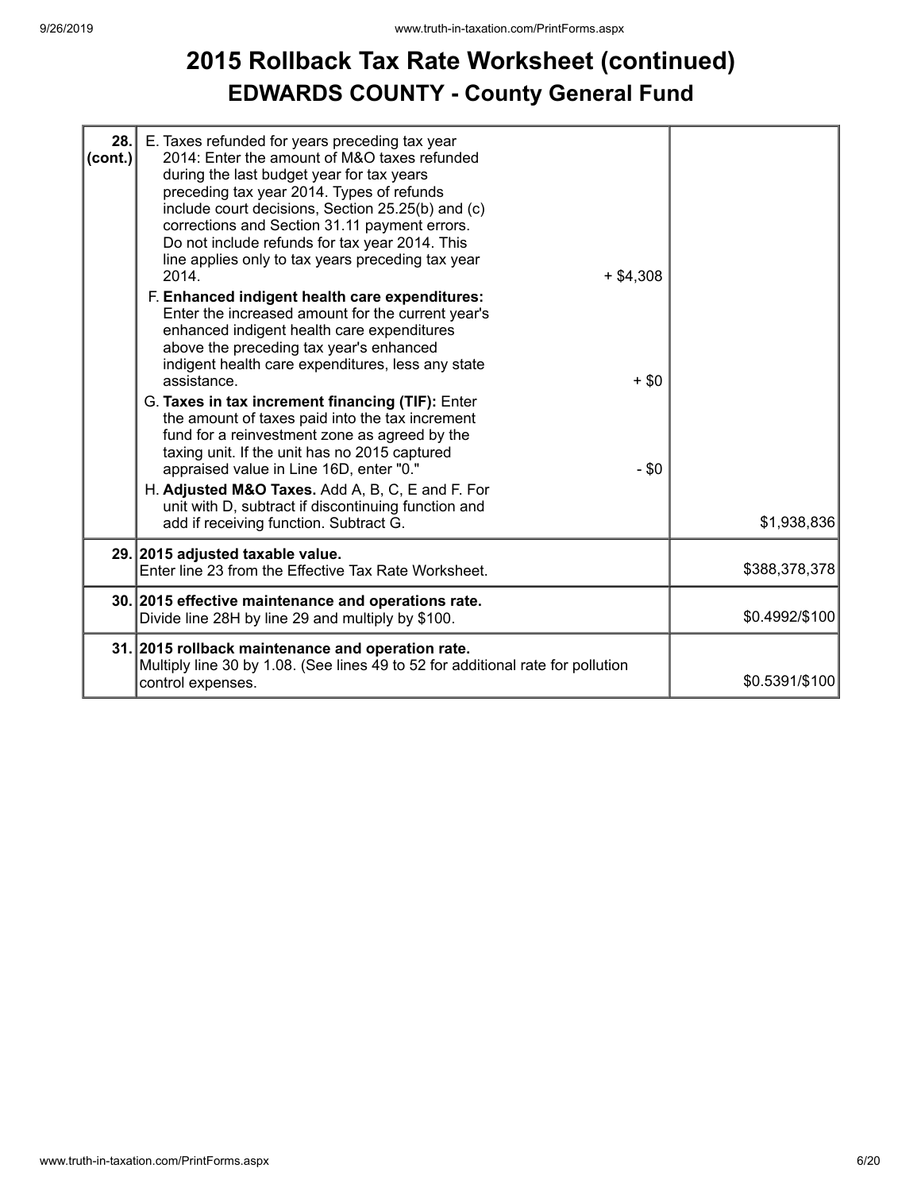# 2015 Rollback Tax Rate Worksheet (continued)

## EDWARDS COUNTY - County General Fund

| Line | Description | Amount | Total |
|---|---|---|---|
| 28. (cont.) | E. Taxes refunded for years preceding tax year 2014: Enter the amount of M&O taxes refunded during the last budget year for tax years preceding tax year 2014. Types of refunds include court decisions, Section 25.25(b) and (c) corrections and Section 31.11 payment errors. Do not include refunds for tax year 2014. This line applies only to tax years preceding tax year 2014. | + $4,308 | |
| | F. **Enhanced indigent health care expenditures:** Enter the increased amount for the current year's enhanced indigent health care expenditures above the preceding tax year's enhanced indigent health care expenditures, less any state assistance. | + $0 | |
| | G. **Taxes in tax increment financing (TIF):** Enter the amount of taxes paid into the tax increment fund for a reinvestment zone as agreed by the taxing unit. If the unit has no 2015 captured appraised value in Line 16D, enter "0." | - $0 | |
| | H. **Adjusted M&O Taxes.** Add A, B, C, E and F. For unit with D, subtract if discontinuing function and add if receiving function. Subtract G. | | $1,938,836 |
| 29. | **2015 adjusted taxable value.** Enter line 23 from the Effective Tax Rate Worksheet. | | $388,378,378 |
| 30. | **2015 effective maintenance and operations rate.** Divide line 28H by line 29 and multiply by $100. | | $0.4992/$100 |
| 31. | **2015 rollback maintenance and operation rate.** Multiply line 30 by 1.08. (See lines 49 to 52 for additional rate for pollution control expenses. | | $0.5391/$100 |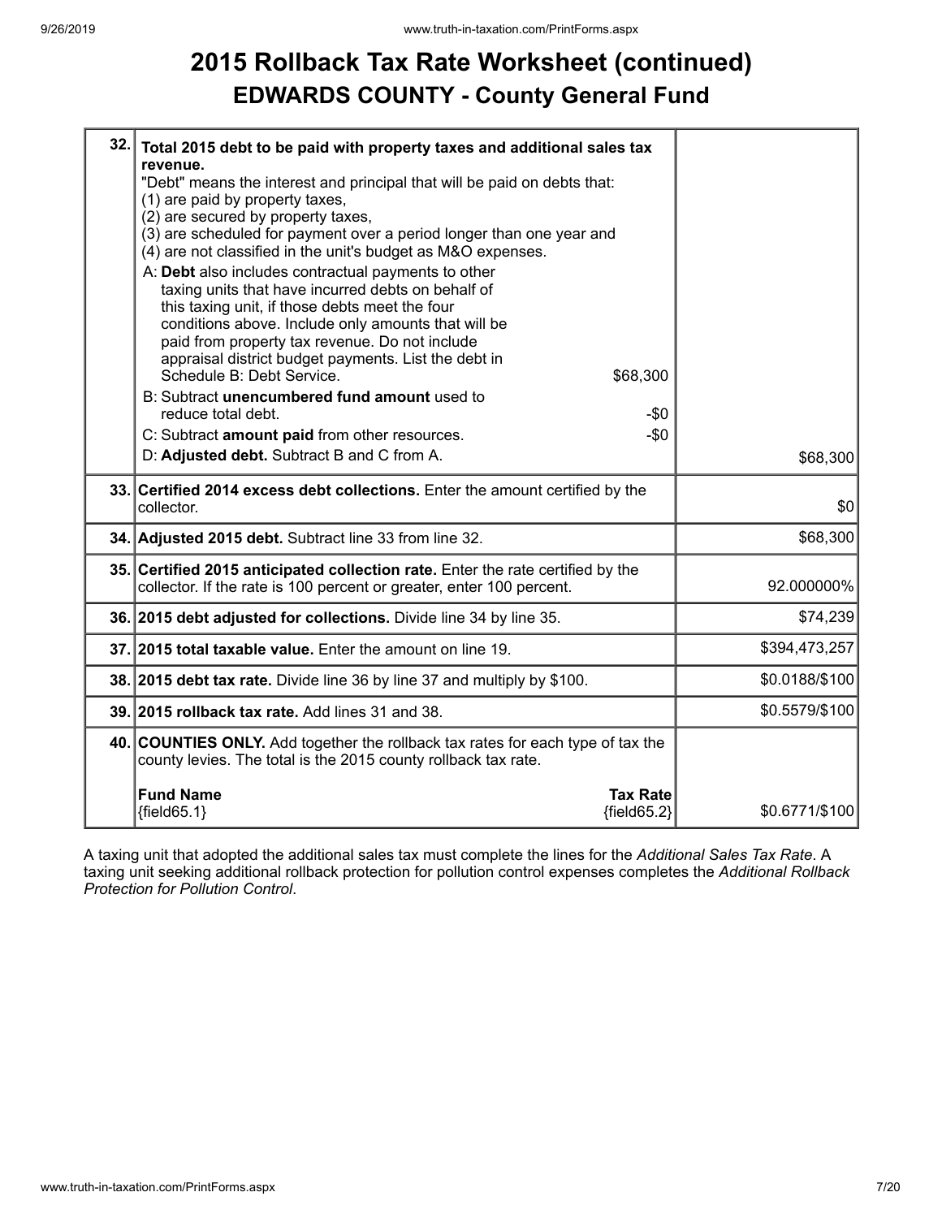# 2015 Rollback Tax Rate Worksheet (continued)
## EDWARDS COUNTY - County General Fund

| | | |
|---|---|---|
| 32. | **Total 2015 debt to be paid with property taxes and additional sales tax revenue.**<br>"Debt" means the interest and principal that will be paid on debts that:<br>(1) are paid by property taxes,<br>(2) are secured by property taxes,<br>(3) are scheduled for payment over a period longer than one year and<br>(4) are not classified in the unit's budget as M&O expenses.<br>A: **Debt** also includes contractual payments to other taxing units that have incurred debts on behalf of this taxing unit, if those debts meet the four conditions above. Include only amounts that will be paid from property tax revenue. Do not include appraisal district budget payments. List the debt in Schedule B: Debt Service. $68,300<br>B: Subtract **unencumbered fund amount** used to reduce total debt. -$0<br>C: Subtract **amount paid** from other resources. -$0<br>D: **Adjusted debt.** Subtract B and C from A. | $68,300 |
| 33. | **Certified 2014 excess debt collections.** Enter the amount certified by the collector. | $0 |
| 34. | **Adjusted 2015 debt.** Subtract line 33 from line 32. | $68,300 |
| 35. | **Certified 2015 anticipated collection rate.** Enter the rate certified by the collector. If the rate is 100 percent or greater, enter 100 percent. | 92.000000% |
| 36. | **2015 debt adjusted for collections.** Divide line 34 by line 35. | $74,239 |
| 37. | **2015 total taxable value.** Enter the amount on line 19. | $394,473,257 |
| 38. | **2015 debt tax rate.** Divide line 36 by line 37 and multiply by $100. | $0.0188/$100 |
| 39. | **2015 rollback tax rate.** Add lines 31 and 38. | $0.5579/$100 |
| 40. | **COUNTIES ONLY.** Add together the rollback tax rates for each type of tax the county levies. The total is the 2015 county rollback tax rate.<br>**Fund Name** {field65.1} — **Tax Rate** {field65.2} | $0.6771/$100 |

A taxing unit that adopted the additional sales tax must complete the lines for the *Additional Sales Tax Rate*. A taxing unit seeking additional rollback protection for pollution control expenses completes the *Additional Rollback Protection for Pollution Control*.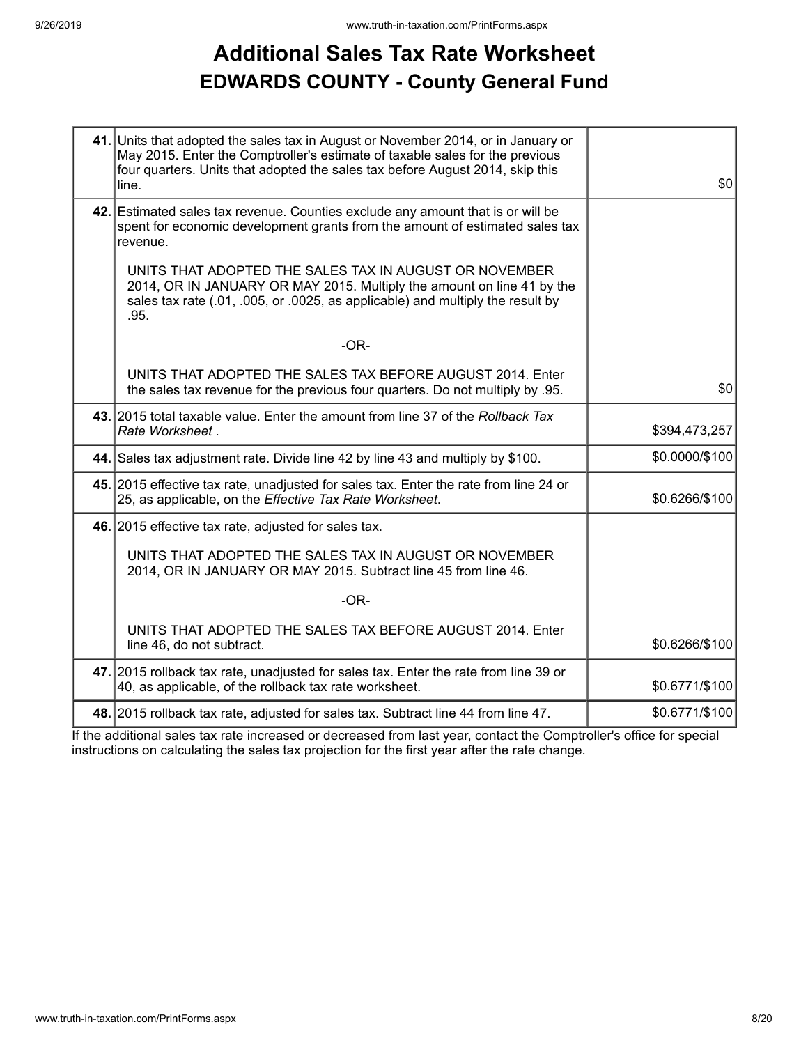# Additional Sales Tax Rate Worksheet

## EDWARDS COUNTY - County General Fund

| Line | Description | Amount |
|---|---|---|
| **41.** | Units that adopted the sales tax in August or November 2014, or in January or May 2015. Enter the Comptroller's estimate of taxable sales for the previous four quarters. Units that adopted the sales tax before August 2014, skip this line. | $0 |
| **42.** | Estimated sales tax revenue. Counties exclude any amount that is or will be spent for economic development grants from the amount of estimated sales tax revenue.<br><br>UNITS THAT ADOPTED THE SALES TAX IN AUGUST OR NOVEMBER 2014, OR IN JANUARY OR MAY 2015. Multiply the amount on line 41 by the sales tax rate (.01, .005, or .0025, as applicable) and multiply the result by .95.<br><br>-OR-<br><br>UNITS THAT ADOPTED THE SALES TAX BEFORE AUGUST 2014. Enter the sales tax revenue for the previous four quarters. Do not multiply by .95. | $0 |
| **43.** | 2015 total taxable value. Enter the amount from line 37 of the *Rollback Tax Rate Worksheet* . | $394,473,257 |
| **44.** | Sales tax adjustment rate. Divide line 42 by line 43 and multiply by $100. | $0.0000/$100 |
| **45.** | 2015 effective tax rate, unadjusted for sales tax. Enter the rate from line 24 or 25, as applicable, on the *Effective Tax Rate Worksheet*. | $0.6266/$100 |
| **46.** | 2015 effective tax rate, adjusted for sales tax.<br><br>UNITS THAT ADOPTED THE SALES TAX IN AUGUST OR NOVEMBER 2014, OR IN JANUARY OR MAY 2015. Subtract line 45 from line 46.<br><br>-OR-<br><br>UNITS THAT ADOPTED THE SALES TAX BEFORE AUGUST 2014. Enter line 46, do not subtract. | $0.6266/$100 |
| **47.** | 2015 rollback tax rate, unadjusted for sales tax. Enter the rate from line 39 or 40, as applicable, of the rollback tax rate worksheet. | $0.6771/$100 |
| **48.** | 2015 rollback tax rate, adjusted for sales tax. Subtract line 44 from line 47. | $0.6771/$100 |

If the additional sales tax rate increased or decreased from last year, contact the Comptroller's office for special instructions on calculating the sales tax projection for the first year after the rate change.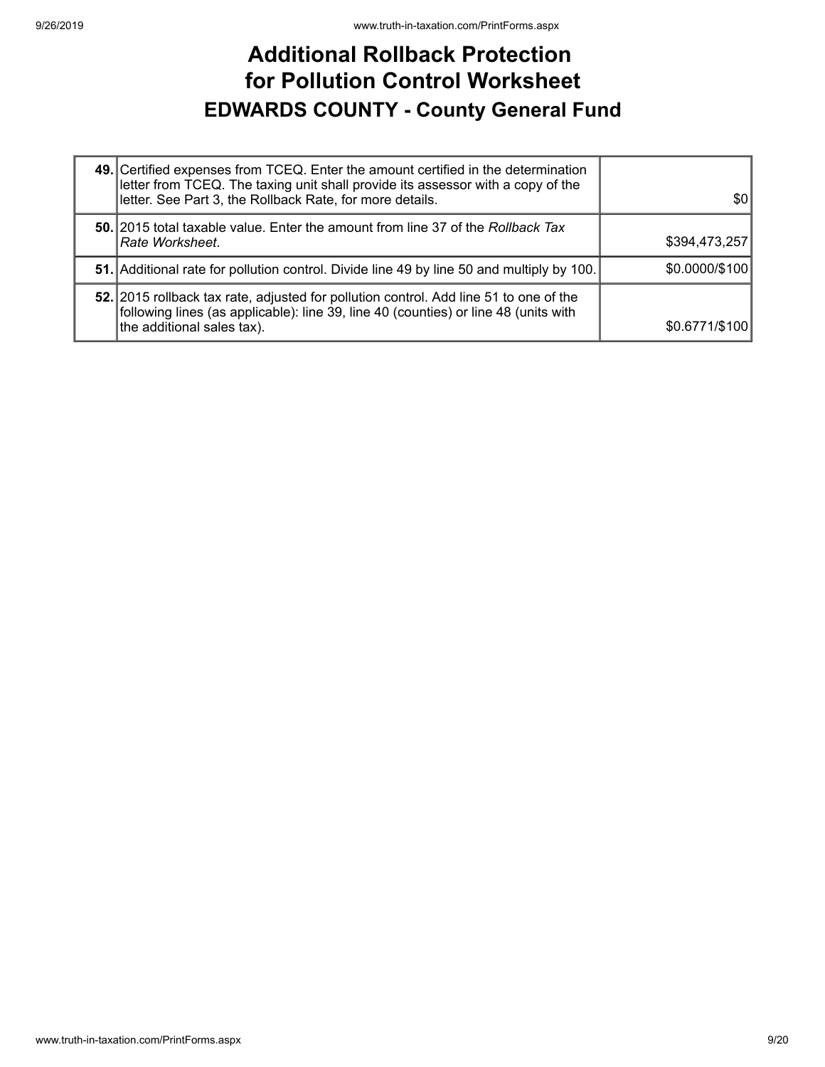# Additional Rollback Protection for Pollution Control Worksheet

## EDWARDS COUNTY - County General Fund

| | | |
|---|---|---|
| **49.** | Certified expenses from TCEQ. Enter the amount certified in the determination letter from TCEQ. The taxing unit shall provide its assessor with a copy of the letter. See Part 3, the Rollback Rate, for more details. | $0 |
| **50.** | 2015 total taxable value. Enter the amount from line 37 of the *Rollback Tax Rate Worksheet*. | $394,473,257 |
| **51.** | Additional rate for pollution control. Divide line 49 by line 50 and multiply by 100. | $0.0000/$100 |
| **52.** | 2015 rollback tax rate, adjusted for pollution control. Add line 51 to one of the following lines (as applicable): line 39, line 40 (counties) or line 48 (units with the additional sales tax). | $0.6771/$100 |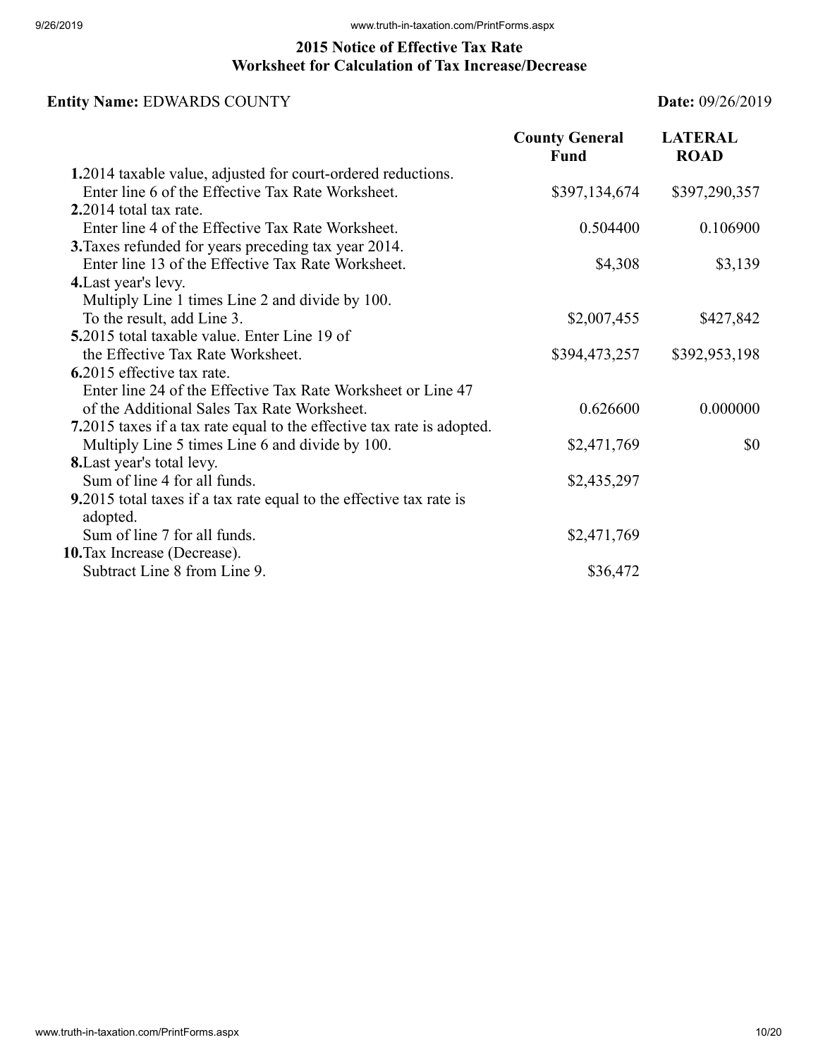## 2015 Notice of Effective Tax Rate
## Worksheet for Calculation of Tax Increase/Decrease

**Entity Name:** EDWARDS COUNTY **Date:** 09/26/2019

| | County General Fund | LATERAL ROAD |
|---|---|---|
| **1.** 2014 taxable value, adjusted for court-ordered reductions. Enter line 6 of the Effective Tax Rate Worksheet. | $397,134,674 | $397,290,357 |
| **2.** 2014 total tax rate. Enter line 4 of the Effective Tax Rate Worksheet. | 0.504400 | 0.106900 |
| **3.** Taxes refunded for years preceding tax year 2014. Enter line 13 of the Effective Tax Rate Worksheet. | $4,308 | $3,139 |
| **4.** Last year's levy. Multiply Line 1 times Line 2 and divide by 100. To the result, add Line 3. | $2,007,455 | $427,842 |
| **5.** 2015 total taxable value. Enter Line 19 of the Effective Tax Rate Worksheet. | $394,473,257 | $392,953,198 |
| **6.** 2015 effective tax rate. Enter line 24 of the Effective Tax Rate Worksheet or Line 47 of the Additional Sales Tax Rate Worksheet. | 0.626600 | 0.000000 |
| **7.** 2015 taxes if a tax rate equal to the effective tax rate is adopted. Multiply Line 5 times Line 6 and divide by 100. | $2,471,769 | $0 |
| **8.** Last year's total levy. Sum of line 4 for all funds. | $2,435,297 | |
| **9.** 2015 total taxes if a tax rate equal to the effective tax rate is adopted. Sum of line 7 for all funds. | $2,471,769 | |
| **10.** Tax Increase (Decrease). Subtract Line 8 from Line 9. | $36,472 | |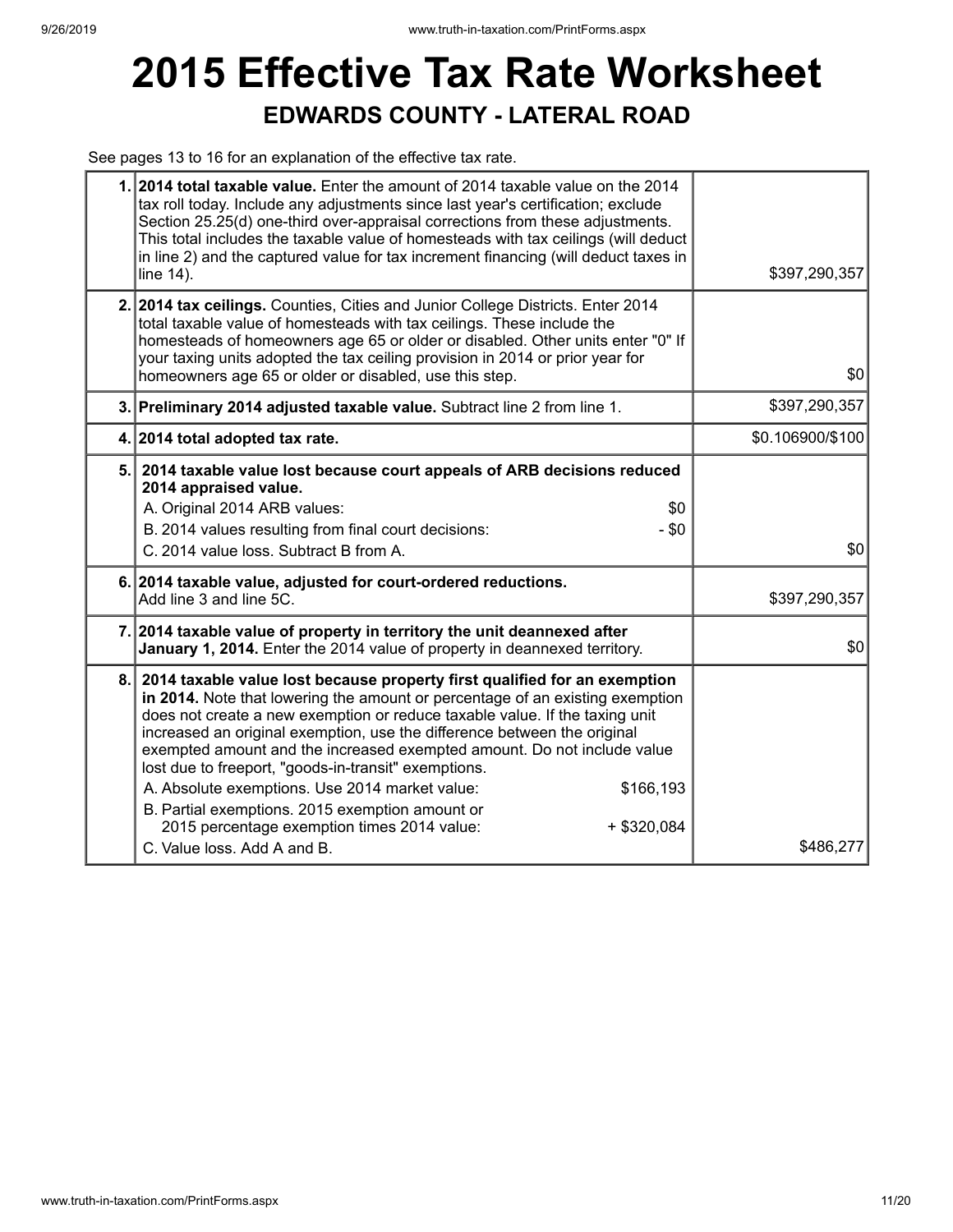# 2015 Effective Tax Rate Worksheet

## EDWARDS COUNTY - LATERAL ROAD

See pages 13 to 16 for an explanation of the effective tax rate.

| | | |
|---|---|---|
| **1.** | **2014 total taxable value.** Enter the amount of 2014 taxable value on the 2014 tax roll today. Include any adjustments since last year's certification; exclude Section 25.25(d) one-third over-appraisal corrections from these adjustments. This total includes the taxable value of homesteads with tax ceilings (will deduct in line 2) and the captured value for tax increment financing (will deduct taxes in line 14). | $397,290,357 |
| **2.** | **2014 tax ceilings.** Counties, Cities and Junior College Districts. Enter 2014 total taxable value of homesteads with tax ceilings. These include the homesteads of homeowners age 65 or older or disabled. Other units enter "0" If your taxing units adopted the tax ceiling provision in 2014 or prior year for homeowners age 65 or older or disabled, use this step. | $0 |
| **3.** | **Preliminary 2014 adjusted taxable value.** Subtract line 2 from line 1. | $397,290,357 |
| **4.** | **2014 total adopted tax rate.** | $0.106900/$100 |
| **5.** | **2014 taxable value lost because court appeals of ARB decisions reduced 2014 appraised value.**<br>A. Original 2014 ARB values: $0<br>B. 2014 values resulting from final court decisions: - $0<br>C. 2014 value loss. Subtract B from A. | $0 |
| **6.** | **2014 taxable value, adjusted for court-ordered reductions.** Add line 3 and line 5C. | $397,290,357 |
| **7.** | **2014 taxable value of property in territory the unit deannexed after January 1, 2014.** Enter the 2014 value of property in deannexed territory. | $0 |
| **8.** | **2014 taxable value lost because property first qualified for an exemption in 2014.** Note that lowering the amount or percentage of an existing exemption does not create a new exemption or reduce taxable value. If the taxing unit increased an original exemption, use the difference between the original exempted amount and the increased exempted amount. Do not include value lost due to freeport, "goods-in-transit" exemptions.<br>A. Absolute exemptions. Use 2014 market value: $166,193<br>B. Partial exemptions. 2015 exemption amount or 2015 percentage exemption times 2014 value: + $320,084<br>C. Value loss. Add A and B. | $486,277 |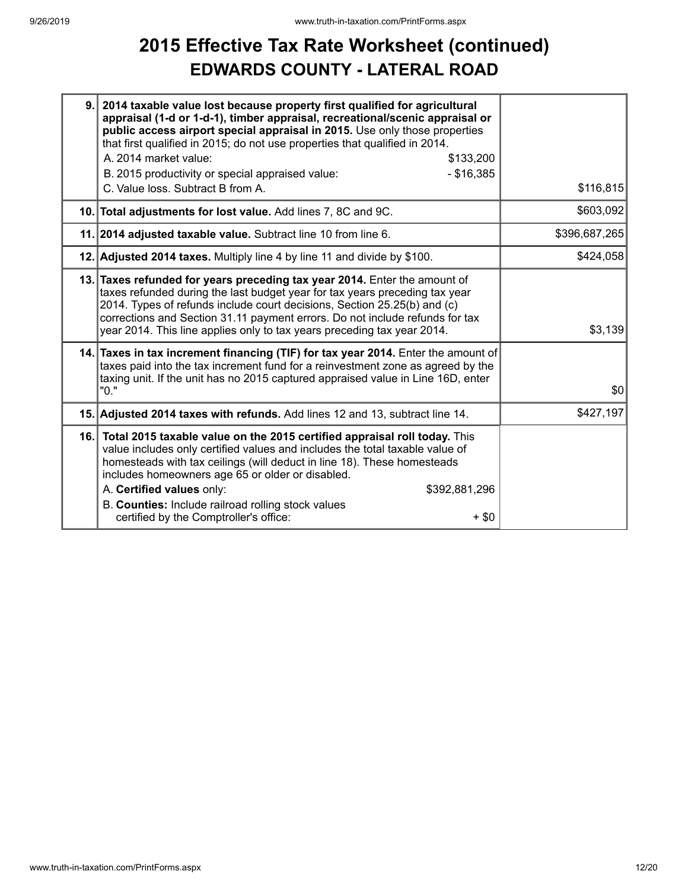# 2015 Effective Tax Rate Worksheet (continued)

## EDWARDS COUNTY - LATERAL ROAD

| | | |
|---|---|---|
| 9. | **2014 taxable value lost because property first qualified for agricultural appraisal (1-d or 1-d-1), timber appraisal, recreational/scenic appraisal or public access airport special appraisal in 2015.** Use only those properties that first qualified in 2015; do not use properties that qualified in 2014.<br>A. 2014 market value: $133,200<br>B. 2015 productivity or special appraised value: - $16,385<br>C. Value loss. Subtract B from A. | $116,815 |
| 10. | **Total adjustments for lost value.** Add lines 7, 8C and 9C. | $603,092 |
| 11. | **2014 adjusted taxable value.** Subtract line 10 from line 6. | $396,687,265 |
| 12. | **Adjusted 2014 taxes.** Multiply line 4 by line 11 and divide by $100. | $424,058 |
| 13. | **Taxes refunded for years preceding tax year 2014.** Enter the amount of taxes refunded during the last budget year for tax years preceding tax year 2014. Types of refunds include court decisions, Section 25.25(b) and (c) corrections and Section 31.11 payment errors. Do not include refunds for tax year 2014. This line applies only to tax years preceding tax year 2014. | $3,139 |
| 14. | **Taxes in tax increment financing (TIF) for tax year 2014.** Enter the amount of taxes paid into the tax increment fund for a reinvestment zone as agreed by the taxing unit. If the unit has no 2015 captured appraised value in Line 16D, enter "0." | $0 |
| 15. | **Adjusted 2014 taxes with refunds.** Add lines 12 and 13, subtract line 14. | $427,197 |
| 16. | **Total 2015 taxable value on the 2015 certified appraisal roll today.** This value includes only certified values and includes the total taxable value of homesteads with tax ceilings (will deduct in line 18). These homesteads includes homeowners age 65 or older or disabled.<br>A. **Certified values** only: $392,881,296<br>B. **Counties:** Include railroad rolling stock values certified by the Comptroller's office: + $0 | |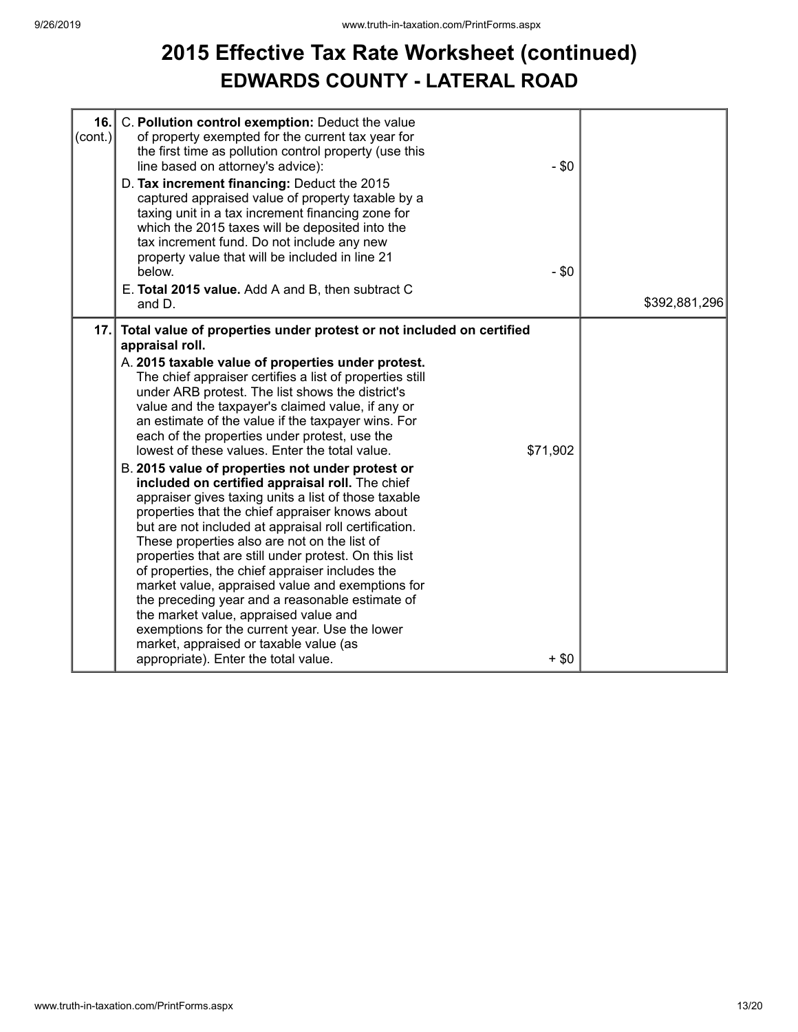# 2015 Effective Tax Rate Worksheet (continued)

## EDWARDS COUNTY - LATERAL ROAD

| Line | Description | Amount | Total |
|---|---|---|---|
| 16. (cont.) | C. **Pollution control exemption:** Deduct the value of property exempted for the current tax year for the first time as pollution control property (use this line based on attorney's advice): | - $0 | |
| | D. **Tax increment financing:** Deduct the 2015 captured appraised value of property taxable by a taxing unit in a tax increment financing zone for which the 2015 taxes will be deposited into the tax increment fund. Do not include any new property value that will be included in line 21 below. | - $0 | |
| | E. **Total 2015 value.** Add A and B, then subtract C and D. | | $392,881,296 |
| 17. | **Total value of properties under protest or not included on certified appraisal roll.** | | |
| | A. **2015 taxable value of properties under protest.** The chief appraiser certifies a list of properties still under ARB protest. The list shows the district's value and the taxpayer's claimed value, if any or an estimate of the value if the taxpayer wins. For each of the properties under protest, use the lowest of these values. Enter the total value. | $71,902 | |
| | B. **2015 value of properties not under protest or included on certified appraisal roll.** The chief appraiser gives taxing units a list of those taxable properties that the chief appraiser knows about but are not included at appraisal roll certification. These properties also are not on the list of properties that are still under protest. On this list of properties, the chief appraiser includes the market value, appraised value and exemptions for the preceding year and a reasonable estimate of the market value, appraised value and exemptions for the current year. Use the lower market, appraised or taxable value (as appropriate). Enter the total value. | + $0 | |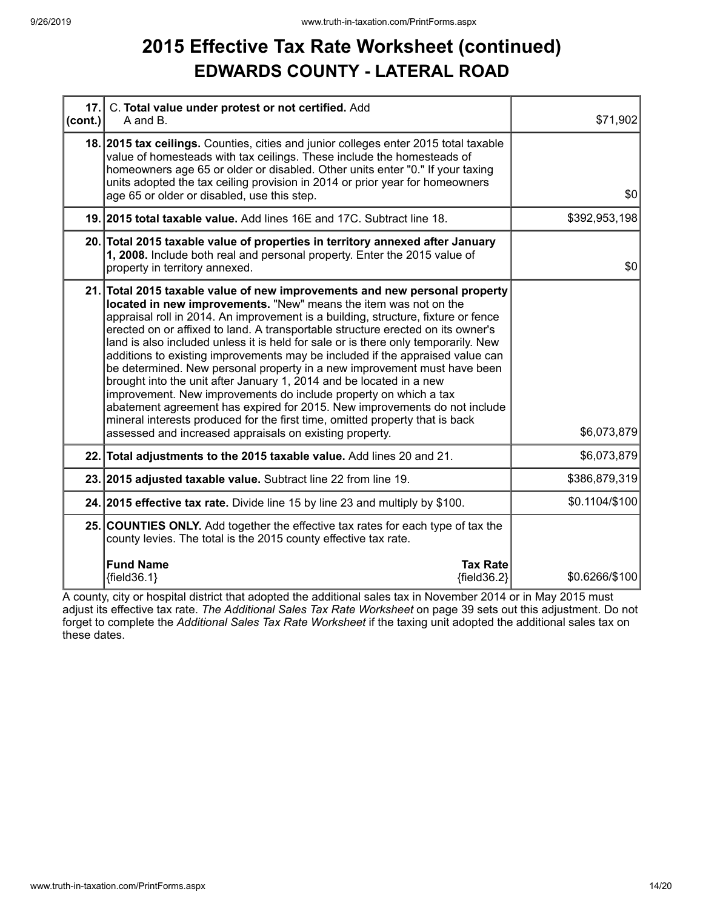# 2015 Effective Tax Rate Worksheet (continued)

## EDWARDS COUNTY - LATERAL ROAD

| | | |
|---|---|---|
| **17. (cont.)** | C. **Total value under protest or not certified.** Add A and B. | $71,902 |
| **18.** | **2015 tax ceilings.** Counties, cities and junior colleges enter 2015 total taxable value of homesteads with tax ceilings. These include the homesteads of homeowners age 65 or older or disabled. Other units enter "0." If your taxing units adopted the tax ceiling provision in 2014 or prior year for homeowners age 65 or older or disabled, use this step. | $0 |
| **19.** | **2015 total taxable value.** Add lines 16E and 17C. Subtract line 18. | $392,953,198 |
| **20.** | **Total 2015 taxable value of properties in territory annexed after January 1, 2008.** Include both real and personal property. Enter the 2015 value of property in territory annexed. | $0 |
| **21.** | **Total 2015 taxable value of new improvements and new personal property located in new improvements.** "New" means the item was not on the appraisal roll in 2014. An improvement is a building, structure, fixture or fence erected on or affixed to land. A transportable structure erected on its owner's land is also included unless it is held for sale or is there only temporarily. New additions to existing improvements may be included if the appraised value can be determined. New personal property in a new improvement must have been brought into the unit after January 1, 2014 and be located in a new improvement. New improvements do include property on which a tax abatement agreement has expired for 2015. New improvements do not include mineral interests produced for the first time, omitted property that is back assessed and increased appraisals on existing property. | $6,073,879 |
| **22.** | **Total adjustments to the 2015 taxable value.** Add lines 20 and 21. | $6,073,879 |
| **23.** | **2015 adjusted taxable value.** Subtract line 22 from line 19. | $386,879,319 |
| **24.** | **2015 effective tax rate.** Divide line 15 by line 23 and multiply by $100. | $0.1104/$100 |
| **25.** | **COUNTIES ONLY.** Add together the effective tax rates for each type of tax the county levies. The total is the 2015 county effective tax rate.<br><br>**Fund Name** {field36.1} — **Tax Rate** {field36.2} | $0.6266/$100 |

A county, city or hospital district that adopted the additional sales tax in November 2014 or in May 2015 must adjust its effective tax rate. *The Additional Sales Tax Rate Worksheet* on page 39 sets out this adjustment. Do not forget to complete the *Additional Sales Tax Rate Worksheet* if the taxing unit adopted the additional sales tax on these dates.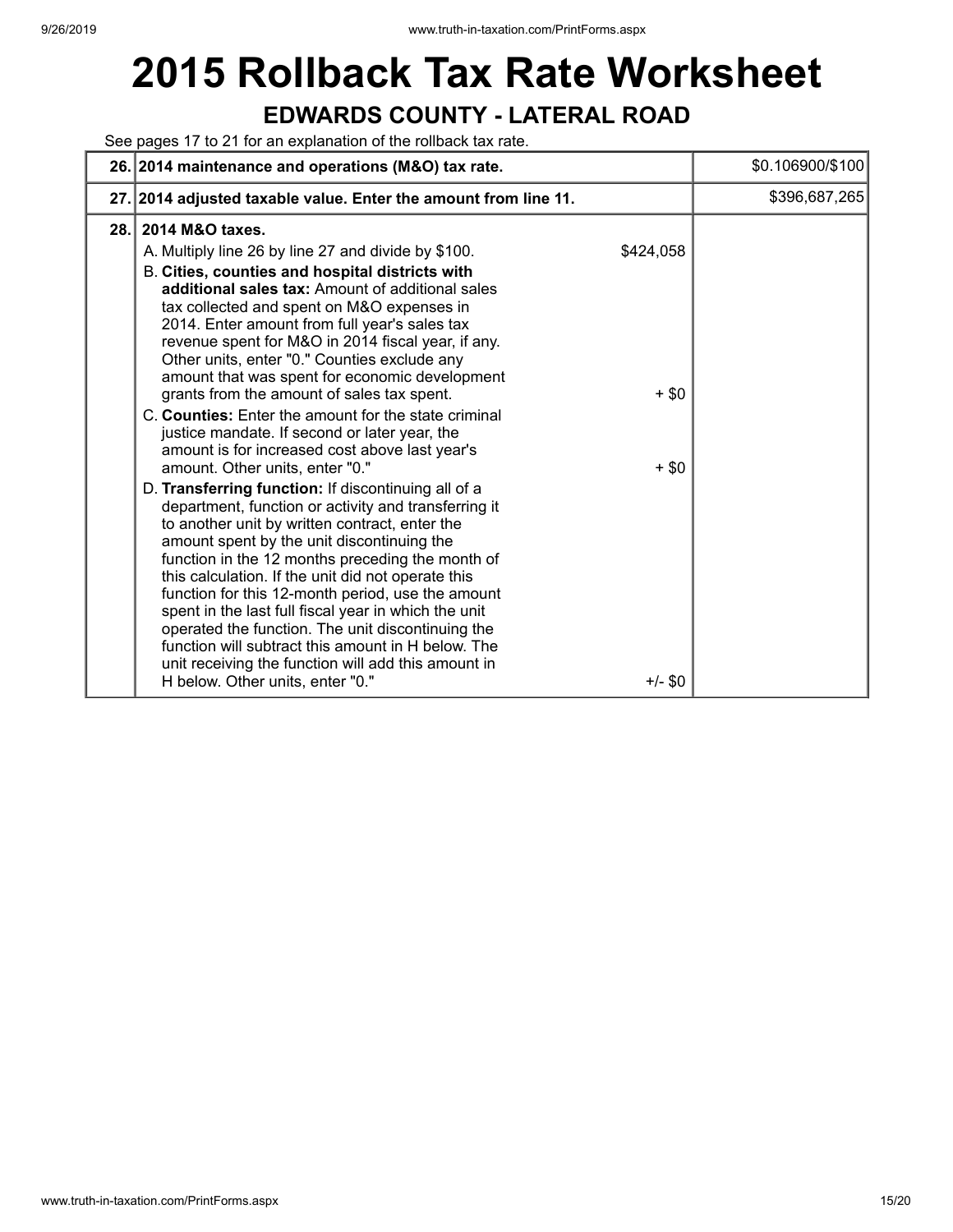# 2015 Rollback Tax Rate Worksheet

## EDWARDS COUNTY - LATERAL ROAD

See pages 17 to 21 for an explanation of the rollback tax rate.

| | | | |
|---|---|---|---|
| 26. | **2014 maintenance and operations (M&O) tax rate.** | | $0.106900/$100 |
| 27. | **2014 adjusted taxable value. Enter the amount from line 11.** | | $396,687,265 |
| 28. | **2014 M&O taxes.** | | |
| | A. Multiply line 26 by line 27 and divide by $100. | $424,058 | |
| | B. **Cities, counties and hospital districts with additional sales tax:** Amount of additional sales tax collected and spent on M&O expenses in 2014. Enter amount from full year's sales tax revenue spent for M&O in 2014 fiscal year, if any. Other units, enter "0." Counties exclude any amount that was spent for economic development grants from the amount of sales tax spent. | + $0 | |
| | C. **Counties:** Enter the amount for the state criminal justice mandate. If second or later year, the amount is for increased cost above last year's amount. Other units, enter "0." | + $0 | |
| | D. **Transferring function:** If discontinuing all of a department, function or activity and transferring it to another unit by written contract, enter the amount spent by the unit discontinuing the function in the 12 months preceding the month of this calculation. If the unit did not operate this function for this 12-month period, use the amount spent in the last full fiscal year in which the unit operated the function. The unit discontinuing the function will subtract this amount in H below. The unit receiving the function will add this amount in H below. Other units, enter "0." | +/- $0 | |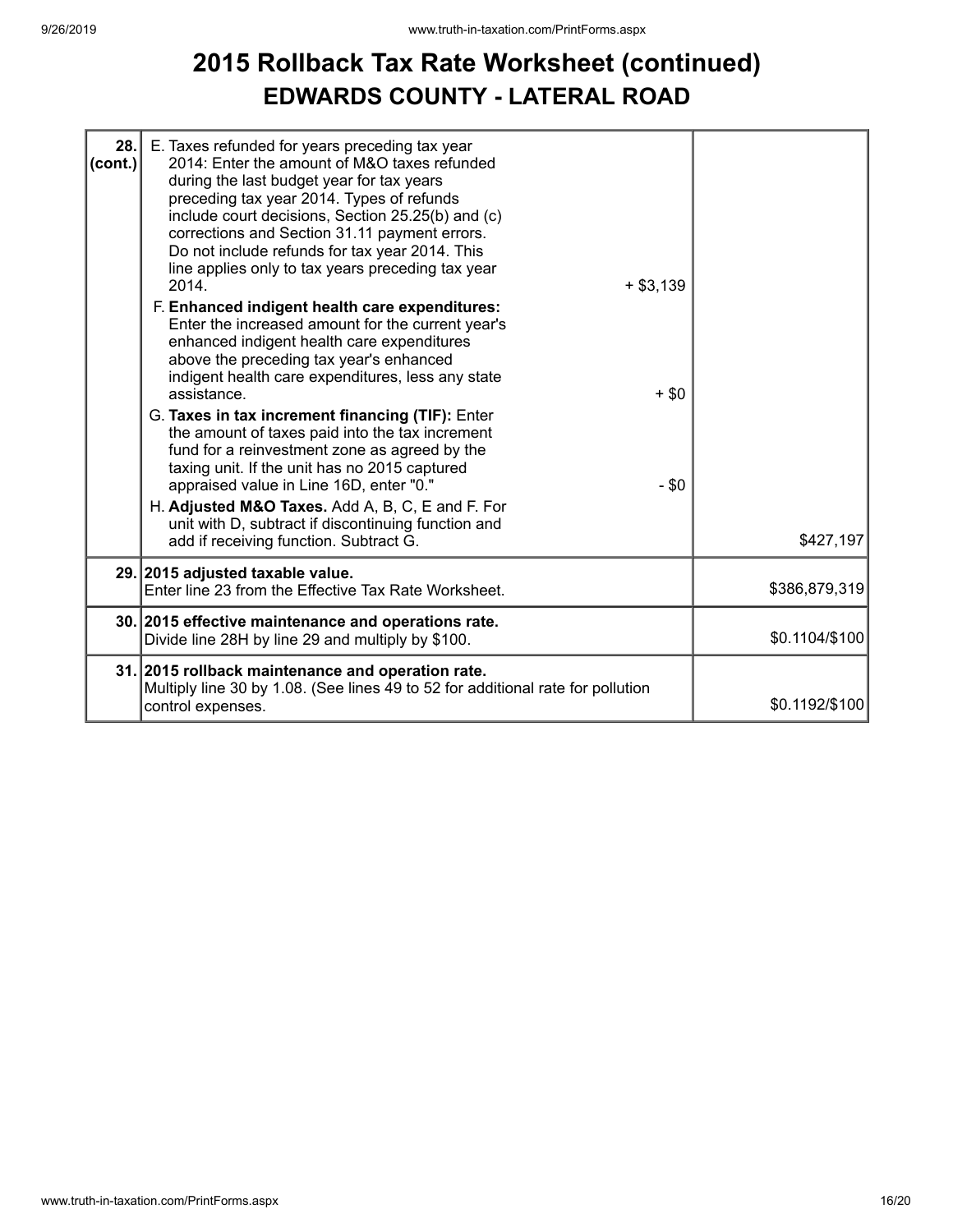# 2015 Rollback Tax Rate Worksheet (continued)

## EDWARDS COUNTY - LATERAL ROAD

| | | | |
|---|---|---|---|
| 28. (cont.) | E. Taxes refunded for years preceding tax year 2014: Enter the amount of M&O taxes refunded during the last budget year for tax years preceding tax year 2014. Types of refunds include court decisions, Section 25.25(b) and (c) corrections and Section 31.11 payment errors. Do not include refunds for tax year 2014. This line applies only to tax years preceding tax year 2014. | + $3,139 | |
| | F. **Enhanced indigent health care expenditures:** Enter the increased amount for the current year's enhanced indigent health care expenditures above the preceding tax year's enhanced indigent health care expenditures, less any state assistance. | + $0 | |
| | G. **Taxes in tax increment financing (TIF):** Enter the amount of taxes paid into the tax increment fund for a reinvestment zone as agreed by the taxing unit. If the unit has no 2015 captured appraised value in Line 16D, enter "0." | - $0 | |
| | H. **Adjusted M&O Taxes.** Add A, B, C, E and F. For unit with D, subtract if discontinuing function and add if receiving function. Subtract G. | | $427,197 |
| 29. | **2015 adjusted taxable value.** Enter line 23 from the Effective Tax Rate Worksheet. | | $386,879,319 |
| 30. | **2015 effective maintenance and operations rate.** Divide line 28H by line 29 and multiply by $100. | | $0.1104/$100 |
| 31. | **2015 rollback maintenance and operation rate.** Multiply line 30 by 1.08. (See lines 49 to 52 for additional rate for pollution control expenses. | | $0.1192/$100 |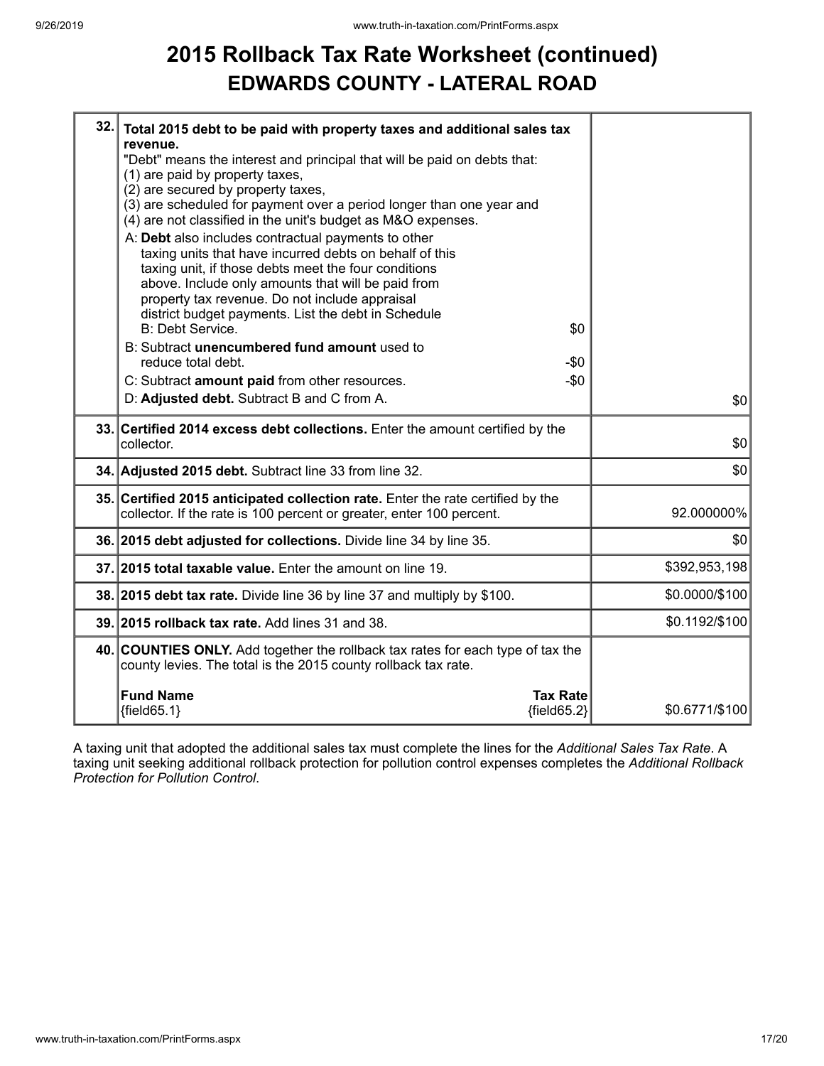# 2015 Rollback Tax Rate Worksheet (continued)
## EDWARDS COUNTY - LATERAL ROAD

| Line | Description | Amount |
|---|---|---|
| 32. | **Total 2015 debt to be paid with property taxes and additional sales tax revenue.**<br>"Debt" means the interest and principal that will be paid on debts that:<br>(1) are paid by property taxes,<br>(2) are secured by property taxes,<br>(3) are scheduled for payment over a period longer than one year and<br>(4) are not classified in the unit's budget as M&O expenses.<br>A: **Debt** also includes contractual payments to other taxing units that have incurred debts on behalf of this taxing unit, if those debts meet the four conditions above. Include only amounts that will be paid from property tax revenue. Do not include appraisal district budget payments. List the debt in Schedule B: Debt Service. $0<br>B: Subtract **unencumbered fund amount** used to reduce total debt. -$0<br>C: Subtract **amount paid** from other resources. -$0<br>D: **Adjusted debt.** Subtract B and C from A. | $0 |
| 33. | **Certified 2014 excess debt collections.** Enter the amount certified by the collector. | $0 |
| 34. | **Adjusted 2015 debt.** Subtract line 33 from line 32. | $0 |
| 35. | **Certified 2015 anticipated collection rate.** Enter the rate certified by the collector. If the rate is 100 percent or greater, enter 100 percent. | 92.000000% |
| 36. | **2015 debt adjusted for collections.** Divide line 34 by line 35. | $0 |
| 37. | **2015 total taxable value.** Enter the amount on line 19. | $392,953,198 |
| 38. | **2015 debt tax rate.** Divide line 36 by line 37 and multiply by $100. | $0.0000/$100 |
| 39. | **2015 rollback tax rate.** Add lines 31 and 38. | $0.1192/$100 |
| 40. | **COUNTIES ONLY.** Add together the rollback tax rates for each type of tax the county levies. The total is the 2015 county rollback tax rate.<br>**Fund Name** **Tax Rate**<br>{field65.1} {field65.2} | $0.6771/$100 |

A taxing unit that adopted the additional sales tax must complete the lines for the *Additional Sales Tax Rate*. A taxing unit seeking additional rollback protection for pollution control expenses completes the *Additional Rollback Protection for Pollution Control*.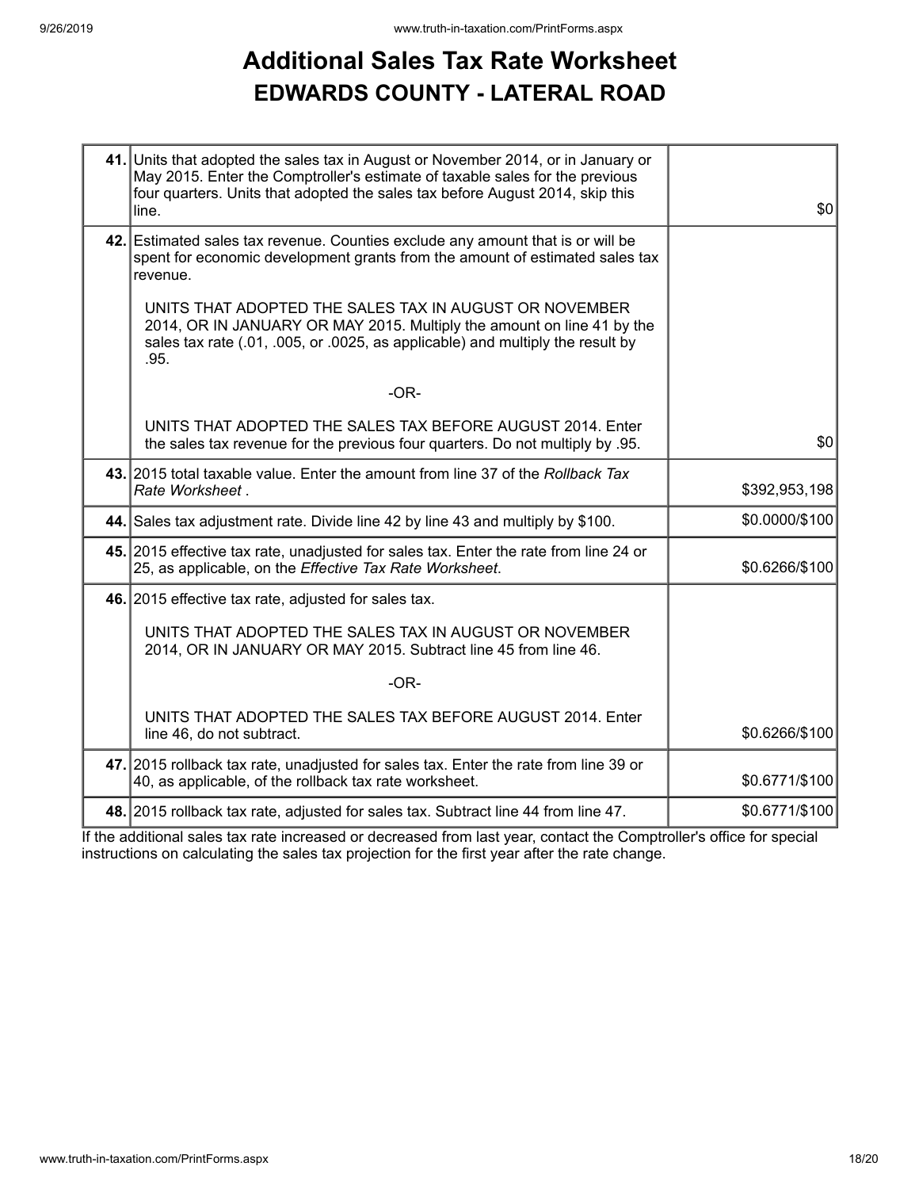# Additional Sales Tax Rate Worksheet

## EDWARDS COUNTY - LATERAL ROAD

| | | |
|---|---|---|
| **41.** | Units that adopted the sales tax in August or November 2014, or in January or May 2015. Enter the Comptroller's estimate of taxable sales for the previous four quarters. Units that adopted the sales tax before August 2014, skip this line. | $0 |
| **42.** | Estimated sales tax revenue. Counties exclude any amount that is or will be spent for economic development grants from the amount of estimated sales tax revenue.<br><br>UNITS THAT ADOPTED THE SALES TAX IN AUGUST OR NOVEMBER 2014, OR IN JANUARY OR MAY 2015. Multiply the amount on line 41 by the sales tax rate (.01, .005, or .0025, as applicable) and multiply the result by .95.<br><br>-OR-<br><br>UNITS THAT ADOPTED THE SALES TAX BEFORE AUGUST 2014. Enter the sales tax revenue for the previous four quarters. Do not multiply by .95. | $0 |
| **43.** | 2015 total taxable value. Enter the amount from line 37 of the *Rollback Tax Rate Worksheet* . | $392,953,198 |
| **44.** | Sales tax adjustment rate. Divide line 42 by line 43 and multiply by $100. | $0.0000/$100 |
| **45.** | 2015 effective tax rate, unadjusted for sales tax. Enter the rate from line 24 or 25, as applicable, on the *Effective Tax Rate Worksheet*. | $0.6266/$100 |
| **46.** | 2015 effective tax rate, adjusted for sales tax.<br><br>UNITS THAT ADOPTED THE SALES TAX IN AUGUST OR NOVEMBER 2014, OR IN JANUARY OR MAY 2015. Subtract line 45 from line 46.<br><br>-OR-<br><br>UNITS THAT ADOPTED THE SALES TAX BEFORE AUGUST 2014. Enter line 46, do not subtract. | $0.6266/$100 |
| **47.** | 2015 rollback tax rate, unadjusted for sales tax. Enter the rate from line 39 or 40, as applicable, of the rollback tax rate worksheet. | $0.6771/$100 |
| **48.** | 2015 rollback tax rate, adjusted for sales tax. Subtract line 44 from line 47. | $0.6771/$100 |

If the additional sales tax rate increased or decreased from last year, contact the Comptroller's office for special instructions on calculating the sales tax projection for the first year after the rate change.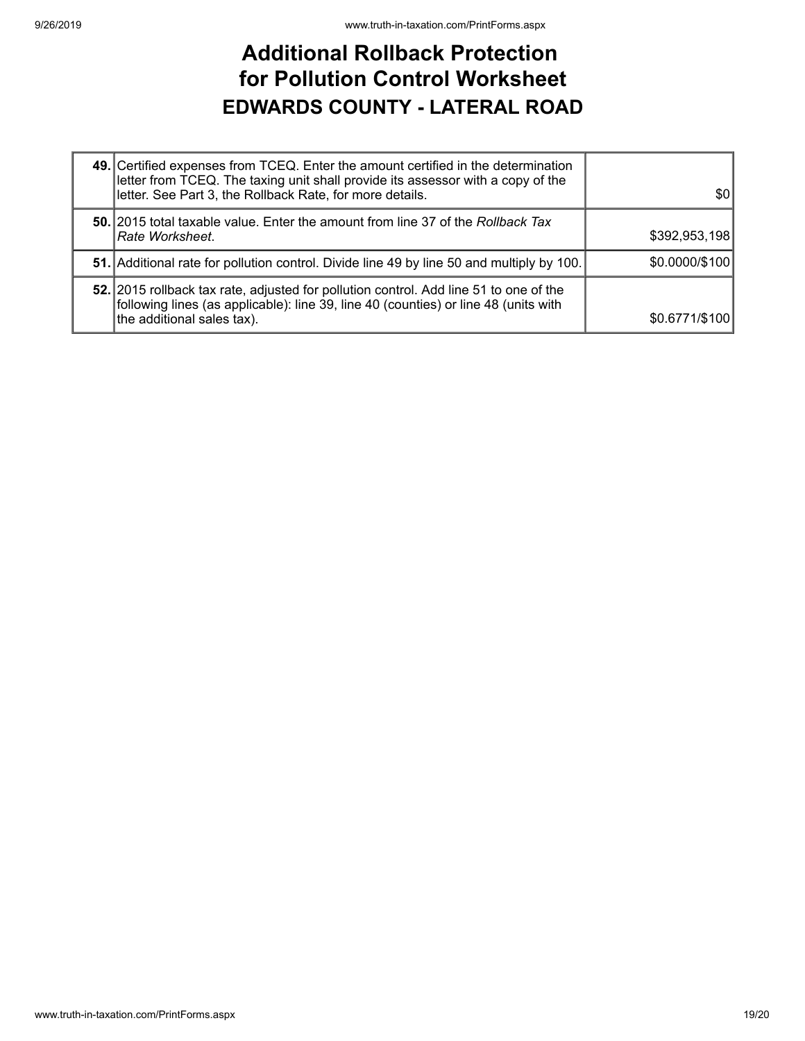# Additional Rollback Protection for Pollution Control Worksheet

## EDWARDS COUNTY - LATERAL ROAD

| | | |
|---|---|---|
| **49.** | Certified expenses from TCEQ. Enter the amount certified in the determination letter from TCEQ. The taxing unit shall provide its assessor with a copy of the letter. See Part 3, the Rollback Rate, for more details. | $0 |
| **50.** | 2015 total taxable value. Enter the amount from line 37 of the *Rollback Tax Rate Worksheet*. | $392,953,198 |
| **51.** | Additional rate for pollution control. Divide line 49 by line 50 and multiply by 100. | $0.0000/$100 |
| **52.** | 2015 rollback tax rate, adjusted for pollution control. Add line 51 to one of the following lines (as applicable): line 39, line 40 (counties) or line 48 (units with the additional sales tax). | $0.6771/$100 |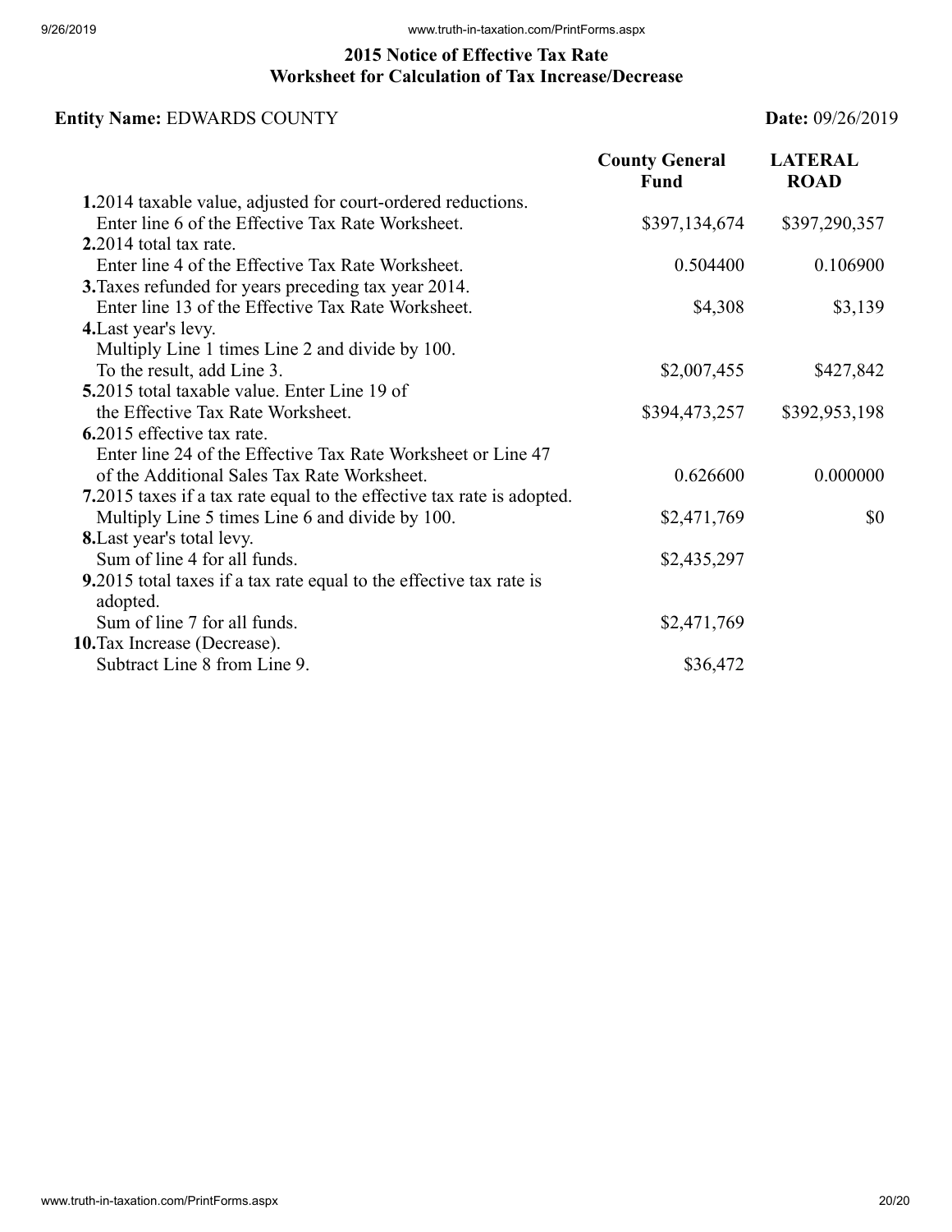## 2015 Notice of Effective Tax Rate
## Worksheet for Calculation of Tax Increase/Decrease

**Entity Name:** EDWARDS COUNTY **Date:** 09/26/2019

| | County General Fund | LATERAL ROAD |
|---|---|---|
| **1.** 2014 taxable value, adjusted for court-ordered reductions. Enter line 6 of the Effective Tax Rate Worksheet. | $397,134,674 | $397,290,357 |
| **2.** 2014 total tax rate. Enter line 4 of the Effective Tax Rate Worksheet. | 0.504400 | 0.106900 |
| **3.** Taxes refunded for years preceding tax year 2014. Enter line 13 of the Effective Tax Rate Worksheet. | $4,308 | $3,139 |
| **4.** Last year's levy. Multiply Line 1 times Line 2 and divide by 100. To the result, add Line 3. | $2,007,455 | $427,842 |
| **5.** 2015 total taxable value. Enter Line 19 of the Effective Tax Rate Worksheet. | $394,473,257 | $392,953,198 |
| **6.** 2015 effective tax rate. Enter line 24 of the Effective Tax Rate Worksheet or Line 47 of the Additional Sales Tax Rate Worksheet. | 0.626600 | 0.000000 |
| **7.** 2015 taxes if a tax rate equal to the effective tax rate is adopted. Multiply Line 5 times Line 6 and divide by 100. | $2,471,769 | $0 |
| **8.** Last year's total levy. Sum of line 4 for all funds. | $2,435,297 | |
| **9.** 2015 total taxes if a tax rate equal to the effective tax rate is adopted. Sum of line 7 for all funds. | $2,471,769 | |
| **10.** Tax Increase (Decrease). Subtract Line 8 from Line 9. | $36,472 | |